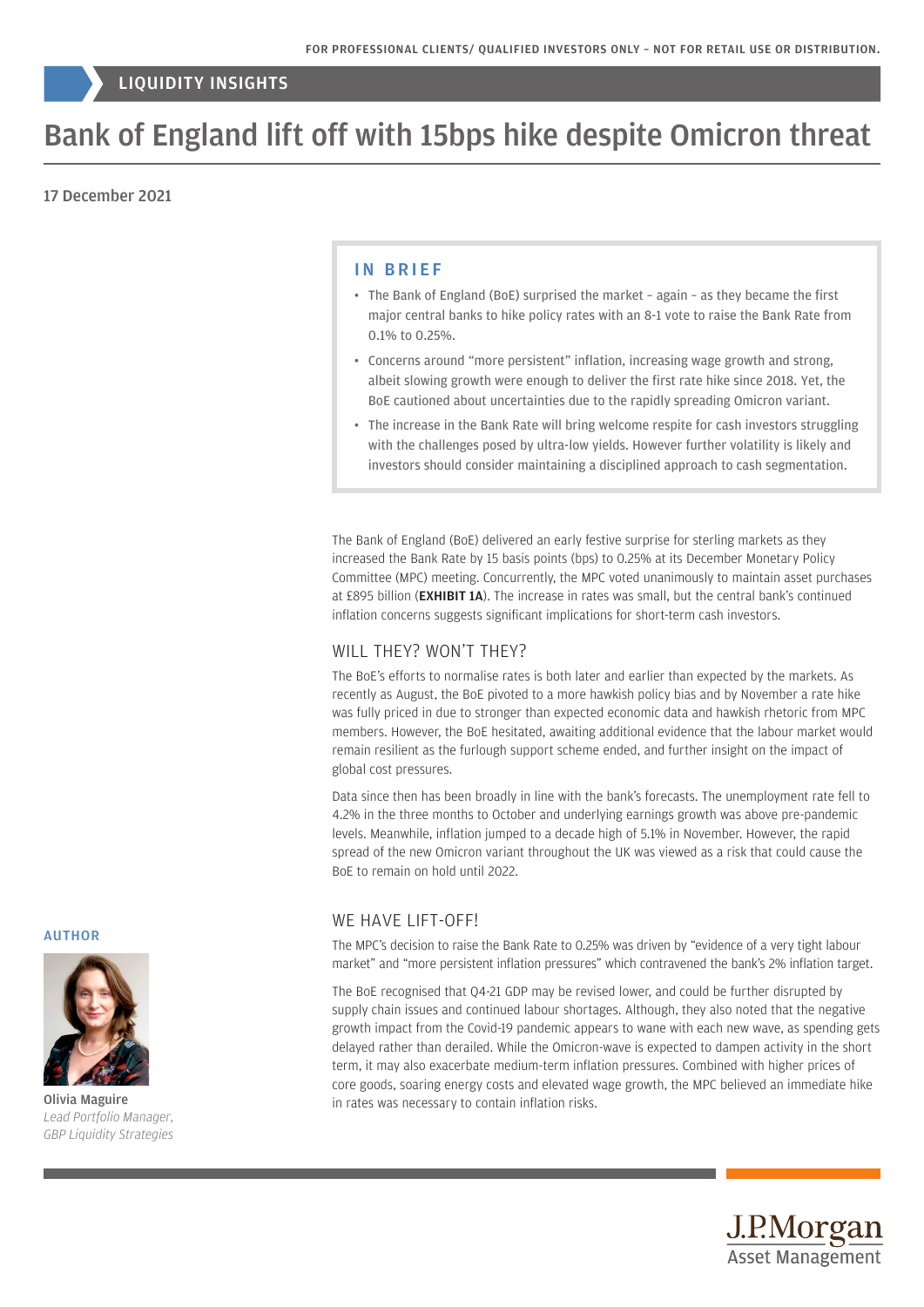FOR PROFESSIONAL CLIENTS/ QUALIFIED INVESTORS ONLY – NOT FOR RETAIL USE OR DISTRIBUTION.

LIQUIDITY INSIGHTS

# Bank of England lift off with 15bps hike despite Omicron threat

17 December 2021

## IN BRIEF

- The Bank of England (BoE) surprised the market – again – as they became the first major central banks to hike policy rates with an 8-1 vote to raise the Bank Rate from 0.1% to 0.25%.
- Concerns around "more persistent" inflation, increasing wage growth and strong, albeit slowing growth were enough to deliver the first rate hike since 2018. Yet, the BoE cautioned about uncertainties due to the rapidly spreading Omicron variant.
- The increase in the Bank Rate will bring welcome respite for cash investors struggling with the challenges posed by ultra-low yields. However further volatility is likely and investors should consider maintaining a disciplined approach to cash segmentation.

The Bank of England (BoE) delivered an early festive surprise for sterling markets as they increased the Bank Rate by 15 basis points (bps) to 0.25% at its December Monetary Policy Committee (MPC) meeting. Concurrently, the MPC voted unanimously to maintain asset purchases at £895 billion (**EXHIBIT 1A**). The increase in rates was small, but the central bank's continued inflation concerns suggests significant implications for short-term cash investors.

## WILL THEY? WON'T THEY?

The BoE's efforts to normalise rates is both later and earlier than expected by the markets. As recently as August, the BoE pivoted to a more hawkish policy bias and by November a rate hike was fully priced in due to stronger than expected economic data and hawkish rhetoric from MPC members. However, the BoE hesitated, awaiting additional evidence that the labour market would remain resilient as the furlough support scheme ended, and further insight on the impact of global cost pressures.

Data since then has been broadly in line with the bank's forecasts. The unemployment rate fell to 4.2% in the three months to October and underlying earnings growth was above pre-pandemic levels. Meanwhile, inflation jumped to a decade high of 5.1% in November. However, the rapid spread of the new Omicron variant throughout the UK was viewed as a risk that could cause the BoE to remain on hold until 2022.

## WE HAVE LIFT-OFF!

The MPC's decision to raise the Bank Rate to 0.25% was driven by "evidence of a very tight labour market" and "more persistent inflation pressures" which contravened the bank's 2% inflation target.

The BoE recognised that Q4-21 GDP may be revised lower, and could be further disrupted by supply chain issues and continued labour shortages. Although, they also noted that the negative growth impact from the Covid-19 pandemic appears to wane with each new wave, as spending gets delayed rather than derailed. While the Omicron-wave is expected to dampen activity in the short term, it may also exacerbate medium-term inflation pressures. Combined with higher prices of core goods, soaring energy costs and elevated wage growth, the MPC believed an immediate hike in rates was necessary to contain inflation risks.

**AUTHOR**

Olivia Maguire
*Lead Portfolio Manager, GBP Liquidity Strategies*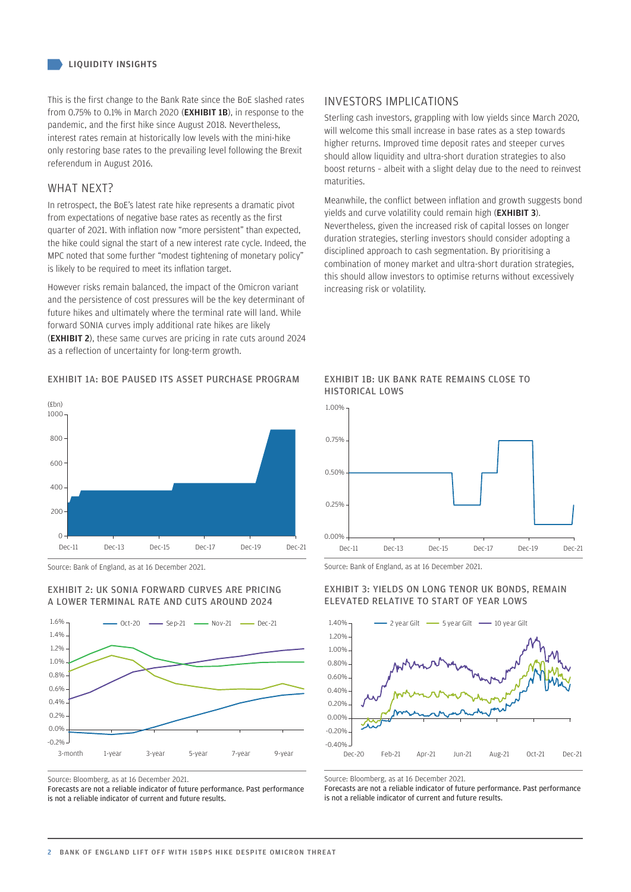This is the first change to the Bank Rate since the BoE slashed rates from 0.75% to 0.1% in March 2020 (**EXHIBIT 1B**), in response to the pandemic, and the first hike since August 2018. Nevertheless, interest rates remain at historically low levels with the mini-hike only restoring base rates to the prevailing level following the Brexit referendum in August 2016.

## WHAT NEXT?

In retrospect, the BoE's latest rate hike represents a dramatic pivot from expectations of negative base rates as recently as the first quarter of 2021. With inflation now "more persistent" than expected, the hike could signal the start of a new interest rate cycle. Indeed, the MPC noted that some further "modest tightening of monetary policy" is likely to be required to meet its inflation target.

However risks remain balanced, the impact of the Omicron variant and the persistence of cost pressures will be the key determinant of future hikes and ultimately where the terminal rate will land. While forward SONIA curves imply additional rate hikes are likely (**EXHIBIT 2**), these same curves are pricing in rate cuts around 2024 as a reflection of uncertainty for long-term growth.

## INVESTORS IMPLICATIONS

Sterling cash investors, grappling with low yields since March 2020, will welcome this small increase in base rates as a step towards higher returns. Improved time deposit rates and steeper curves should allow liquidity and ultra-short duration strategies to also boost returns – albeit with a slight delay due to the need to reinvest maturities.

Meanwhile, the conflict between inflation and growth suggests bond yields and curve volatility could remain high (**EXHIBIT 3**). Nevertheless, given the increased risk of capital losses on longer duration strategies, sterling investors should consider adopting a disciplined approach to cash segmentation. By prioritising a combination of money market and ultra-short duration strategies, this should allow investors to optimise returns without excessively increasing risk or volatility.

### EXHIBIT 1A: BOE PAUSED ITS ASSET PURCHASE PROGRAM

Source: Bank of England, as at 16 December 2021.

### EXHIBIT 1B: UK BANK RATE REMAINS CLOSE TO HISTORICAL LOWS

Source: Bank of England, as at 16 December 2021.

### EXHIBIT 2: UK SONIA FORWARD CURVES ARE PRICING A LOWER TERMINAL RATE AND CUTS AROUND 2024

Source: Bloomberg, as at 16 December 2021.

Forecasts are not a reliable indicator of future performance. Past performance is not a reliable indicator of current and future results.

### EXHIBIT 3: YIELDS ON LONG TENOR UK BONDS, REMAIN ELEVATED RELATIVE TO START OF YEAR LOWS

Source: Bloomberg, as at 16 December 2021.

Forecasts are not a reliable indicator of future performance. Past performance is not a reliable indicator of current and future results.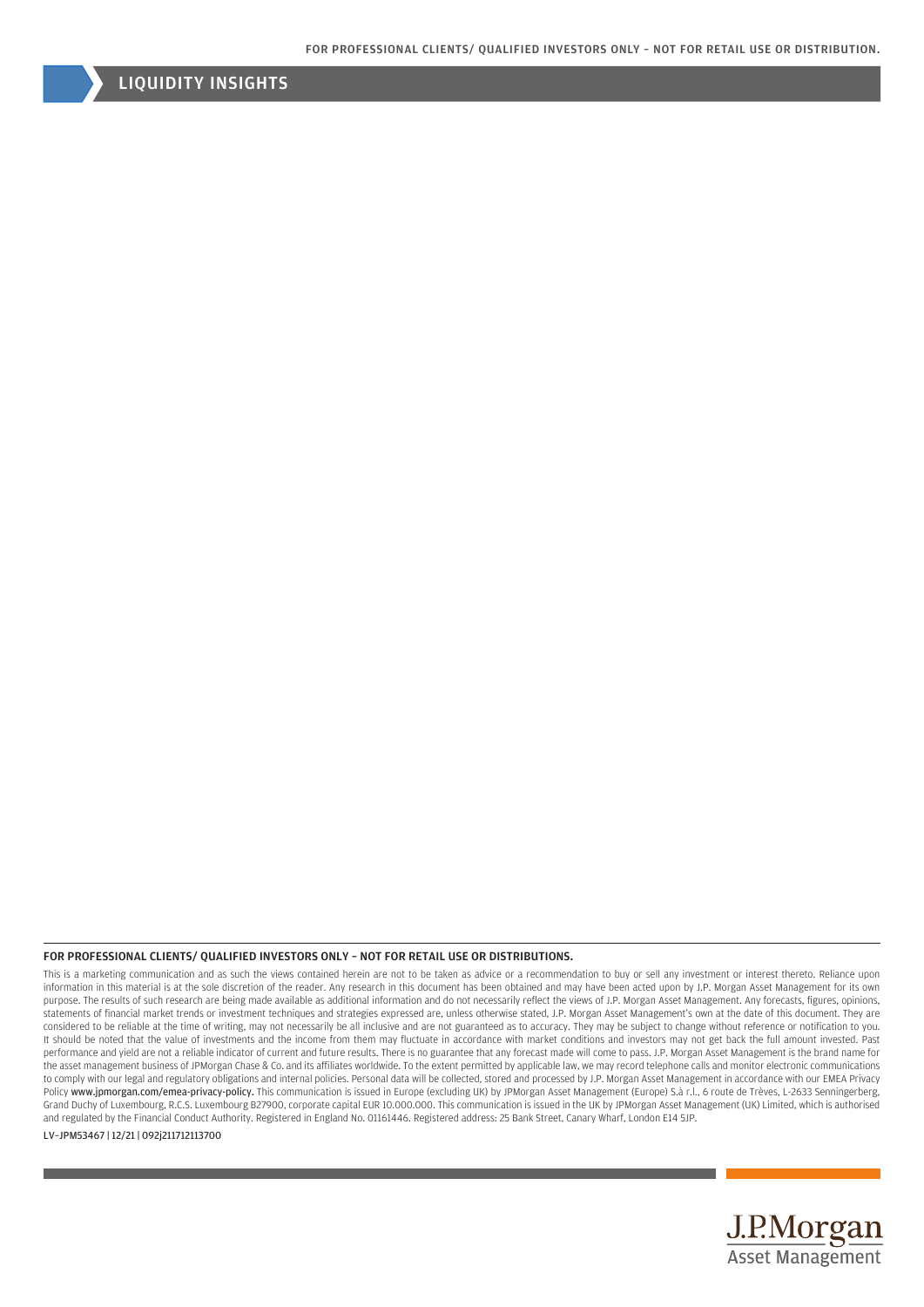**FOR PROFESSIONAL CLIENTS/ QUALIFIED INVESTORS ONLY – NOT FOR RETAIL USE OR DISTRIBUTIONS.**

This is a marketing communication and as such the views contained herein are not to be taken as advice or a recommendation to buy or sell any investment or interest thereto. Reliance upon information in this material is at the sole discretion of the reader. Any research in this document has been obtained and may have been acted upon by J.P. Morgan Asset Management for its own purpose. The results of such research are being made available as additional information and do not necessarily reflect the views of J.P. Morgan Asset Management. Any forecasts, figures, opinions, statements of financial market trends or investment techniques and strategies expressed are, unless otherwise stated, J.P. Morgan Asset Management's own at the date of this document. They are considered to be reliable at the time of writing, may not necessarily be all inclusive and are not guaranteed as to accuracy. They may be subject to change without reference or notification to you. It should be noted that the value of investments and the income from them may fluctuate in accordance with market conditions and investors may not get back the full amount invested. Past performance and yield are not a reliable indicator of current and future results. There is no guarantee that any forecast made will come to pass. J.P. Morgan Asset Management is the brand name for the asset management business of JPMorgan Chase & Co. and its affiliates worldwide. To the extent permitted by applicable law, we may record telephone calls and monitor electronic communications to comply with our legal and regulatory obligations and internal policies. Personal data will be collected, stored and processed by J.P. Morgan Asset Management in accordance with our EMEA Privacy Policy **www.jpmorgan.com/emea-privacy-policy.** This communication is issued in Europe (excluding UK) by JPMorgan Asset Management (Europe) S.à r.l., 6 route de Trèves, L-2633 Senningerberg, Grand Duchy of Luxembourg, R.C.S. Luxembourg B27900, corporate capital EUR 10.000.000. This communication is issued in the UK by JPMorgan Asset Management (UK) Limited, which is authorised and regulated by the Financial Conduct Authority. Registered in England No. 01161446. Registered address: 25 Bank Street, Canary Wharf, London E14 5JP.

LV–JPM53467 | 12/21 | 092j211712113700

J.P.Morgan
Asset Management